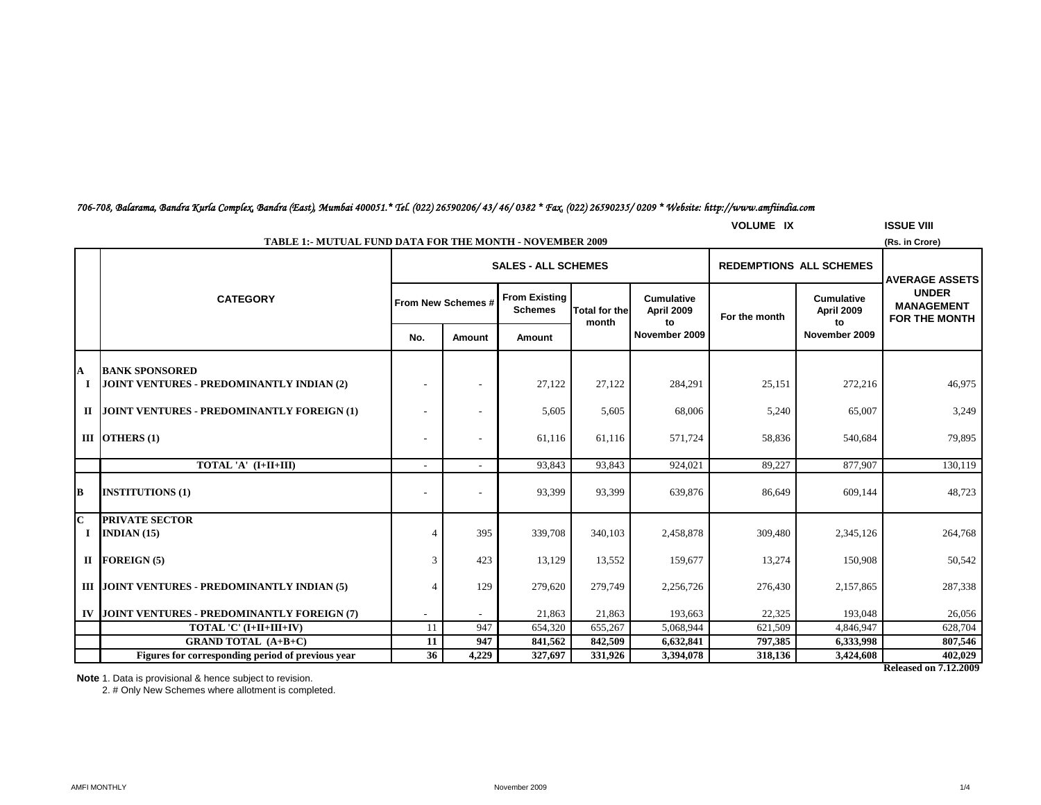*706-708, Balarama, Bandra Kurla Complex, Bandra (East), Mumbai 400051.* Tel. (022) 26590206/ 43/ 46/ 0382 * Fax. (022) 26590235/ 0209 * Website: http://www.amfiindia.com*

VOLUME IX | ISSUE VIII

**TABLE 1:- MUTUAL FUND DATA FOR THE MONTH - NOVEMBER 2009**

(Rs. in Crore)

| | CATEGORY | SALES - ALL SCHEMES | | | | | REDEMPTIONS ALL SCHEMES | | AVERAGE ASSETS UNDER MANAGEMENT FOR THE MONTH |
|---|---|---|---|---|---|---|---|---|---|
| | | From New Schemes # | | From Existing Schemes | Total for the month | Cumulative April 2009 to November 2009 | For the month | Cumulative April 2009 to November 2009 | |
| | | No. | Amount | Amount | | | | | |
| **A** | **BANK SPONSORED** | | | | | | | | |
| **I** | **JOINT VENTURES - PREDOMINANTLY INDIAN (2)** | - | - | 27,122 | 27,122 | 284,291 | 25,151 | 272,216 | 46,975 |
| **II** | **JOINT VENTURES - PREDOMINANTLY FOREIGN (1)** | - | - | 5,605 | 5,605 | 68,006 | 5,240 | 65,007 | 3,249 |
| **III** | **OTHERS (1)** | - | - | 61,116 | 61,116 | 571,724 | 58,836 | 540,684 | 79,895 |
| | **TOTAL 'A' (I+II+III)** | - | - | 93,843 | 93,843 | 924,021 | 89,227 | 877,907 | 130,119 |
| **B** | **INSTITUTIONS (1)** | - | - | 93,399 | 93,399 | 639,876 | 86,649 | 609,144 | 48,723 |
| **C** | **PRIVATE SECTOR** | | | | | | | | |
| **I** | **INDIAN (15)** | 4 | 395 | 339,708 | 340,103 | 2,458,878 | 309,480 | 2,345,126 | 264,768 |
| **II** | **FOREIGN (5)** | 3 | 423 | 13,129 | 13,552 | 159,677 | 13,274 | 150,908 | 50,542 |
| **III** | **JOINT VENTURES - PREDOMINANTLY INDIAN (5)** | 4 | 129 | 279,620 | 279,749 | 2,256,726 | 276,430 | 2,157,865 | 287,338 |
| **IV** | **JOINT VENTURES - PREDOMINANTLY FOREIGN (7)** | - | - | 21,863 | 21,863 | 193,663 | 22,325 | 193,048 | 26,056 |
| | **TOTAL 'C' (I+II+III+IV)** | 11 | 947 | 654,320 | 655,267 | 5,068,944 | 621,509 | 4,846,947 | 628,704 |
| | **GRAND TOTAL (A+B+C)** | **11** | **947** | **841,562** | **842,509** | **6,632,841** | **797,385** | **6,333,998** | **807,546** |
| | **Figures for corresponding period of previous year** | **36** | **4,229** | **327,697** | **331,926** | **3,394,078** | **318,136** | **3,424,608** | **402,029** |

**Released on 7.12.2009**

**Note** 1. Data is provisional & hence subject to revision.

2. # Only New Schemes where allotment is completed.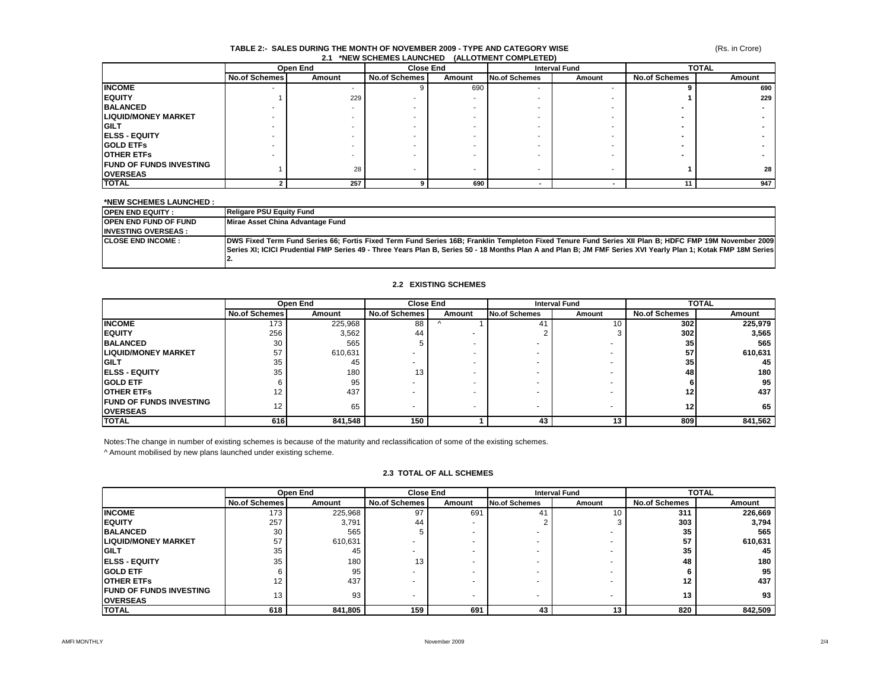# TABLE 2:- SALES DURING THE MONTH OF NOVEMBER 2009 - TYPE AND CATEGORY WISE

(Rs. in Crore)

## 2.1 *NEW SCHEMES LAUNCHED (ALLOTMENT COMPLETED)

| | Open End | | Close End | | Interval Fund | | TOTAL | |
|---|---|---|---|---|---|---|---|---|
| | No.of Schemes | Amount | No.of Schemes | Amount | No.of Schemes | Amount | No.of Schemes | Amount |
| **INCOME** | - | - | 9 | 690 | - | - | **9** | **690** |
| **EQUITY** | 1 | 229 | - | - | - | - | **1** | **229** |
| **BALANCED** | - | - | - | - | - | - | **-** | **-** |
| **LIQUID/MONEY MARKET** | - | - | - | - | - | - | **-** | **-** |
| **GILT** | - | - | - | - | - | - | **-** | **-** |
| **ELSS - EQUITY** | - | - | - | - | - | - | **-** | **-** |
| **GOLD ETFs** | - | - | - | - | - | - | **-** | **-** |
| **OTHER ETFs** | - | - | - | - | - | - | **-** | **-** |
| **FUND OF FUNDS INVESTING OVERSEAS** | 1 | 28 | - | - | - | - | **1** | **28** |
| **TOTAL** | **2** | **257** | **9** | **690** | **-** | **-** | **11** | **947** |

**\*NEW SCHEMES LAUNCHED :**

| | |
|---|---|
| **OPEN END EQUITY :** | **Religare PSU Equity Fund** |
| **OPEN END FUND OF FUND INVESTING OVERSEAS :** | **Mirae Asset China Advantage Fund** |
| **CLOSE END INCOME :** | **DWS Fixed Term Fund Series 66; Fortis Fixed Term Fund Series 16B; Franklin Templeton Fixed Tenure Fund Series XII Plan B; HDFC FMP 19M November 2009 Series XI; ICICI Prudential FMP Series 49 - Three Years Plan B, Series 50 - 18 Months Plan A and Plan B; JM FMF Series XVI Yearly Plan 1; Kotak FMP 18M Series 2.** |

## 2.2 EXISTING SCHEMES

| | Open End | | Close End | | Interval Fund | | TOTAL | |
|---|---|---|---|---|---|---|---|---|
| | No.of Schemes | Amount | No.of Schemes | Amount | No.of Schemes | Amount | No.of Schemes | Amount |
| **INCOME** | 173 | 225,968 | 88 | ^ 1 | 41 | 10 | **302** | **225,979** |
| **EQUITY** | 256 | 3,562 | 44 | - | 2 | 3 | **302** | **3,565** |
| **BALANCED** | 30 | 565 | 5 | - | - | - | **35** | **565** |
| **LIQUID/MONEY MARKET** | 57 | 610,631 | - | - | - | - | **57** | **610,631** |
| **GILT** | 35 | 45 | - | - | - | - | **35** | **45** |
| **ELSS - EQUITY** | 35 | 180 | 13 | - | - | - | **48** | **180** |
| **GOLD ETF** | 6 | 95 | - | - | - | - | **6** | **95** |
| **OTHER ETFs** | 12 | 437 | - | - | - | - | **12** | **437** |
| **FUND OF FUNDS INVESTING OVERSEAS** | 12 | 65 | - | - | - | - | **12** | **65** |
| **TOTAL** | **616** | **841,548** | **150** | **1** | **43** | **13** | **809** | **841,562** |

Notes:The change in number of existing schemes is because of the maturity and reclassification of some of the existing schemes.

^ Amount mobilised by new plans launched under existing scheme.

## 2.3 TOTAL OF ALL SCHEMES

| | Open End | | Close End | | Interval Fund | | TOTAL | |
|---|---|---|---|---|---|---|---|---|
| | No.of Schemes | Amount | No.of Schemes | Amount | No.of Schemes | Amount | No.of Schemes | Amount |
| **INCOME** | 173 | 225,968 | 97 | 691 | 41 | 10 | **311** | **226,669** |
| **EQUITY** | 257 | 3,791 | 44 | - | 2 | 3 | **303** | **3,794** |
| **BALANCED** | 30 | 565 | 5 | - | - | - | **35** | **565** |
| **LIQUID/MONEY MARKET** | 57 | 610,631 | - | - | - | - | **57** | **610,631** |
| **GILT** | 35 | 45 | - | - | - | - | **35** | **45** |
| **ELSS - EQUITY** | 35 | 180 | 13 | - | - | - | **48** | **180** |
| **GOLD ETF** | 6 | 95 | - | - | - | - | **6** | **95** |
| **OTHER ETFs** | 12 | 437 | - | - | - | - | **12** | **437** |
| **FUND OF FUNDS INVESTING OVERSEAS** | 13 | 93 | - | - | - | - | **13** | **93** |
| **TOTAL** | **618** | **841,805** | **159** | **691** | **43** | **13** | **820** | **842,509** |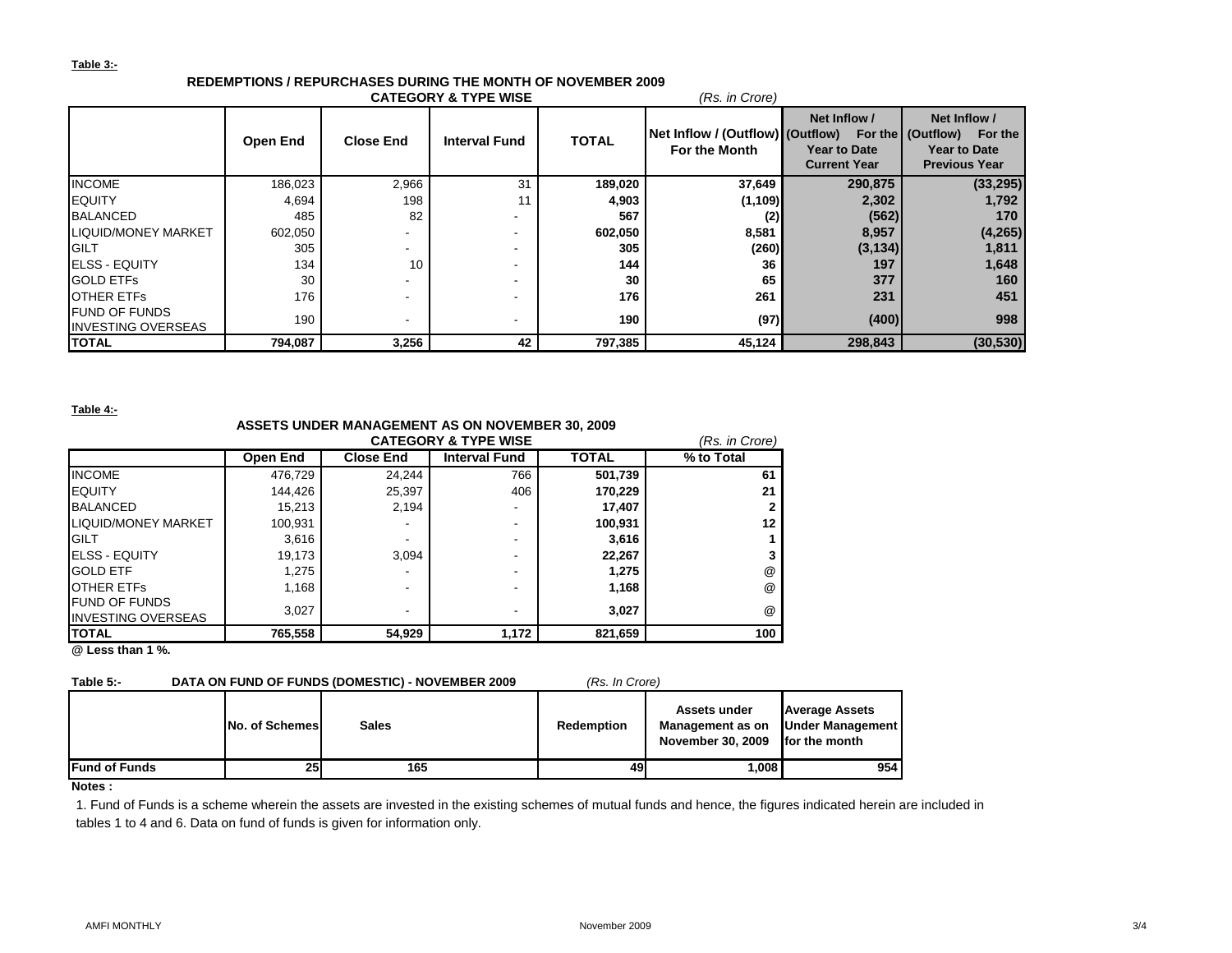**Table 3:-**

**REDEMPTIONS / REPURCHASES DURING THE MONTH OF NOVEMBER 2009**

**CATEGORY & TYPE WISE** *(Rs. in Crore)*

| | Open End | Close End | Interval Fund | TOTAL | Net Inflow / (Outflow) For the Month | Net Inflow / (Outflow) For the Year to Date Current Year | Net Inflow / (Outflow) For the Year to Date Previous Year |
|---|---|---|---|---|---|---|---|
| INCOME | 186,023 | 2,966 | 31 | **189,020** | **37,649** | **290,875** | **(33,295)** |
| EQUITY | 4,694 | 198 | 11 | **4,903** | **(1,109)** | **2,302** | **1,792** |
| BALANCED | 485 | 82 | - | **567** | **(2)** | **(562)** | **170** |
| LIQUID/MONEY MARKET | 602,050 | - | - | **602,050** | **8,581** | **8,957** | **(4,265)** |
| GILT | 305 | - | - | **305** | **(260)** | **(3,134)** | **1,811** |
| ELSS - EQUITY | 134 | 10 | - | **144** | **36** | **197** | **1,648** |
| GOLD ETFs | 30 | - | - | **30** | **65** | **377** | **160** |
| OTHER ETFs | 176 | - | - | **176** | **261** | **231** | **451** |
| FUND OF FUNDS INVESTING OVERSEAS | 190 | - | - | **190** | **(97)** | **(400)** | **998** |
| **TOTAL** | **794,087** | **3,256** | **42** | **797,385** | **45,124** | **298,843** | **(30,530)** |

**Table 4:-**

**ASSETS UNDER MANAGEMENT AS ON NOVEMBER 30, 2009**

**CATEGORY & TYPE WISE** *(Rs. in Crore)*

| | Open End | Close End | Interval Fund | TOTAL | % to Total |
|---|---|---|---|---|---|
| INCOME | 476,729 | 24,244 | 766 | **501,739** | **61** |
| EQUITY | 144,426 | 25,397 | 406 | **170,229** | **21** |
| BALANCED | 15,213 | 2,194 | - | **17,407** | **2** |
| LIQUID/MONEY MARKET | 100,931 | - | - | **100,931** | **12** |
| GILT | 3,616 | - | - | **3,616** | **1** |
| ELSS - EQUITY | 19,173 | 3,094 | - | **22,267** | **3** |
| GOLD ETF | 1,275 | - | - | **1,275** | @ |
| OTHER ETFs | 1,168 | - | - | **1,168** | @ |
| FUND OF FUNDS INVESTING OVERSEAS | 3,027 | - | - | **3,027** | @ |
| **TOTAL** | **765,558** | **54,929** | **1,172** | **821,659** | **100** |

**@ Less than 1 %.**

**Table 5:- DATA ON FUND OF FUNDS (DOMESTIC) - NOVEMBER 2009** *(Rs. In Crore)*

| | No. of Schemes | Sales | Redemption | Assets under Management as on November 30, 2009 | Average Assets Under Management for the month |
|---|---|---|---|---|---|
| **Fund of Funds** | 25 | 165 | 49 | 1,008 | 954 |

**Notes :**

1. Fund of Funds is a scheme wherein the assets are invested in the existing schemes of mutual funds and hence, the figures indicated herein are included in tables 1 to 4 and 6. Data on fund of funds is given for information only.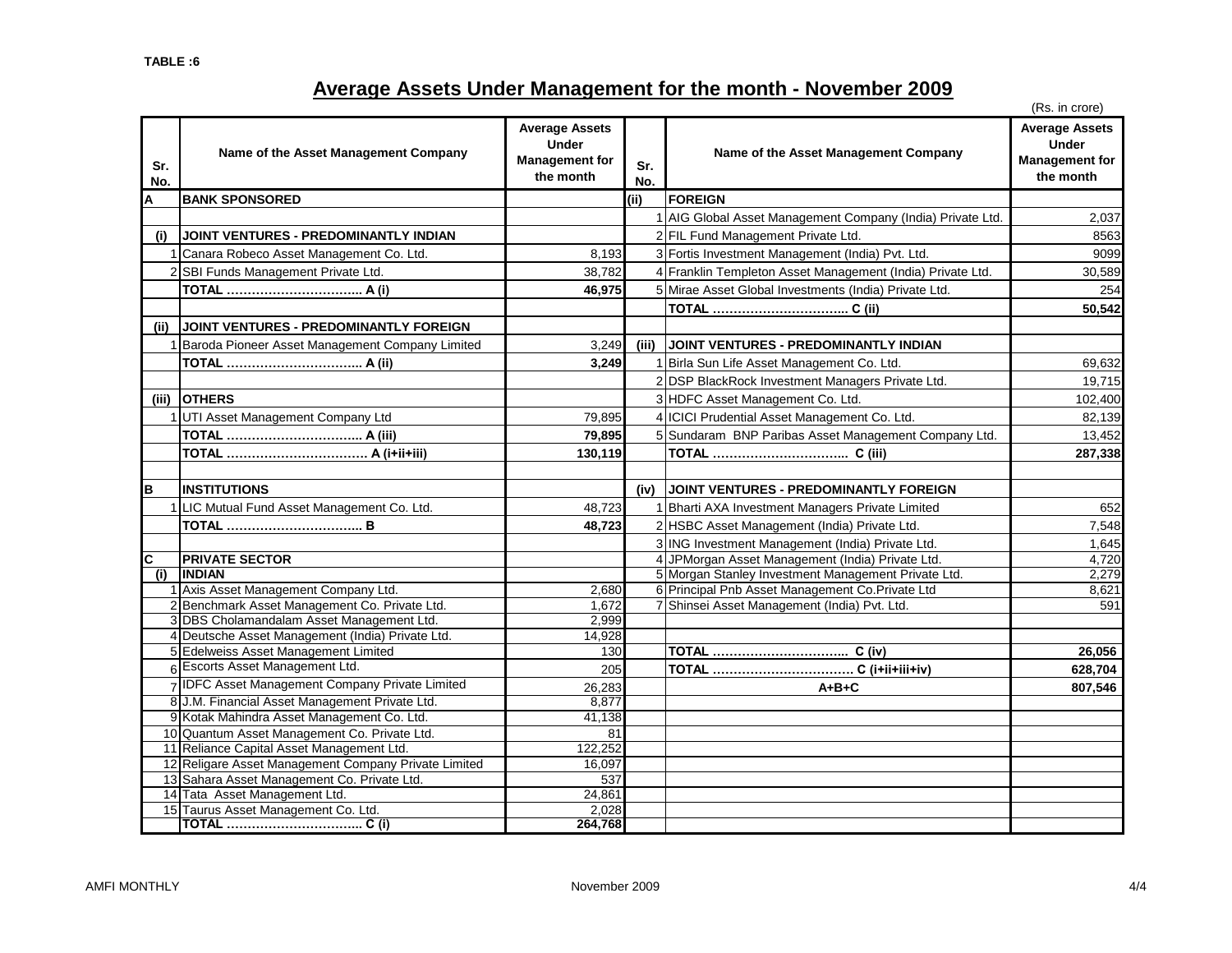TABLE :6

# Average Assets Under Management for the month - November 2009

(Rs. in crore)

| Sr. No. | Name of the Asset Management Company | Average Assets Under Management for the month | Sr. No. | Name of the Asset Management Company | Average Assets Under Management for the month |
|---|---|---|---|---|---|
| **A** | **BANK SPONSORED** | | **(ii)** | **FOREIGN** | |
| | | | 1 | AIG Global Asset Management Company (India) Private Ltd. | 2,037 |
| **(i)** | **JOINT VENTURES - PREDOMINANTLY INDIAN** | | 2 | FIL Fund Management Private Ltd. | 8563 |
| 1 | Canara Robeco Asset Management Co. Ltd. | 8,193 | 3 | Fortis Investment Management (India) Pvt. Ltd. | 9099 |
| 2 | SBI Funds Management Private Ltd. | 38,782 | 4 | Franklin Templeton Asset Management (India) Private Ltd. | 30,589 |
| | **TOTAL ………………………….. A (i)** | **46,975** | 5 | Mirae Asset Global Investments (India) Private Ltd. | 254 |
| | | | | **TOTAL ………………………….. C (ii)** | **50,542** |
| **(ii)** | **JOINT VENTURES - PREDOMINANTLY FOREIGN** | | | | |
| 1 | Baroda Pioneer Asset Management Company Limited | 3,249 | **(iii)** | **JOINT VENTURES - PREDOMINANTLY INDIAN** | |
| | **TOTAL ………………………….. A (ii)** | **3,249** | 1 | Birla Sun Life Asset Management Co. Ltd. | 69,632 |
| | | | 2 | DSP BlackRock Investment Managers Private Ltd. | 19,715 |
| **(iii)** | **OTHERS** | | 3 | HDFC Asset Management Co. Ltd. | 102,400 |
| 1 | UTI Asset Management Company Ltd | 79,895 | 4 | ICICI Prudential Asset Management Co. Ltd. | 82,139 |
| | **TOTAL ………………………….. A (iii)** | **79,895** | 5 | Sundaram BNP Paribas Asset Management Company Ltd. | 13,452 |
| | **TOTAL ……………………………. A (i+ii+iii)** | **130,119** | | **TOTAL …………………………... C (iii)** | **287,338** |
| | | | | | |
| **B** | **INSTITUTIONS** | | **(iv)** | **JOINT VENTURES - PREDOMINANTLY FOREIGN** | |
| 1 | LIC Mutual Fund Asset Management Co. Ltd. | 48,723 | 1 | Bharti AXA Investment Managers Private Limited | 652 |
| | **TOTAL ………………………….. B** | **48,723** | 2 | HSBC Asset Management (India) Private Ltd. | 7,548 |
| | | | 3 | ING Investment Management (India) Private Ltd. | 1,645 |
| **C** | **PRIVATE SECTOR** | | 4 | JPMorgan Asset Management (India) Private Ltd. | 4,720 |
| **(i)** | **INDIAN** | | 5 | Morgan Stanley Investment Management Private Ltd. | 2,279 |
| 1 | Axis Asset Management Company Ltd. | 2,680 | 6 | Principal Pnb Asset Management Co.Private Ltd | 8,621 |
| 2 | Benchmark Asset Management Co. Private Ltd. | 1,672 | 7 | Shinsei Asset Management (India) Pvt. Ltd. | 591 |
| 3 | DBS Cholamandalam Asset Management Ltd. | 2,999 | | | |
| 4 | Deutsche Asset Management (India) Private Ltd. | 14,928 | | | |
| 5 | Edelweiss Asset Management Limited | 130 | | **TOTAL …………………………... C (iv)** | **26,056** |
| 6 | Escorts Asset Management Ltd. | 205 | | **TOTAL ……………………………. C (i+ii+iii+iv)** | **628,704** |
| 7 | IDFC Asset Management Company Private Limited | 26,283 | | **A+B+C** | **807,546** |
| 8 | J.M. Financial Asset Management Private Ltd. | 8,877 | | | |
| 9 | Kotak Mahindra Asset Management Co. Ltd. | 41,138 | | | |
| 10 | Quantum Asset Management Co. Private Ltd. | 81 | | | |
| 11 | Reliance Capital Asset Management Ltd. | 122,252 | | | |
| 12 | Religare Asset Management Company Private Limited | 16,097 | | | |
| 13 | Sahara Asset Management Co. Private Ltd. | 537 | | | |
| 14 | Tata Asset Management Ltd. | 24,861 | | | |
| 15 | Taurus Asset Management Co. Ltd. | 2,028 | | | |
| | **TOTAL ………………………….. C (i)** | **264,768** | | | |